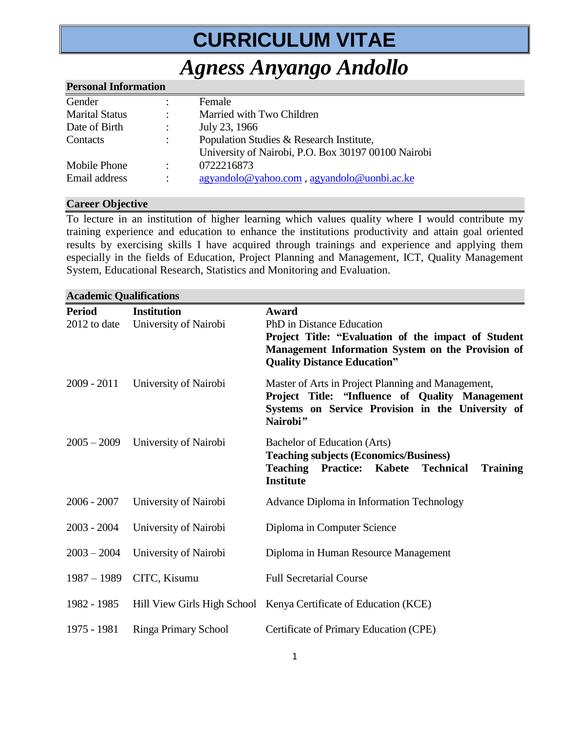# CURRICULUM VITAE

# *Agness Anyango Andollo*

## Personal Information

| | | |
|---|---|---|
| Gender | : | Female |
| Marital Status | : | Married with Two Children |
| Date of Birth | : | July 23, 1966 |
| Contacts | : | Population Studies & Research Institute, University of Nairobi, P.O. Box 30197 00100 Nairobi |
| Mobile Phone | : | 0722216873 |
| Email address | : | agyandolo@yahoo.com , agyandolo@uonbi.ac.ke |

## Career Objective

To lecture in an institution of higher learning which values quality where I would contribute my training experience and education to enhance the institutions productivity and attain goal oriented results by exercising skills I have acquired through trainings and experience and applying them especially in the fields of Education, Project Planning and Management, ICT, Quality Management System, Educational Research, Statistics and Monitoring and Evaluation.

## Academic Qualifications

| Period | Institution | Award |
|---|---|---|
| 2012 to date | University of Nairobi | PhD in Distance Education<br>**Project Title: "Evaluation of the impact of Student Management Information System on the Provision of Quality Distance Education"** |
| 2009 - 2011 | University of Nairobi | Master of Arts in Project Planning and Management,<br>**Project Title: "Influence of Quality Management Systems on Service Provision in the University of Nairobi"** |
| 2005 – 2009 | University of Nairobi | Bachelor of Education (Arts)<br>**Teaching subjects (Economics/Business)**<br>**Teaching Practice: Kabete Technical Training Institute** |
| 2006 - 2007 | University of Nairobi | Advance Diploma in Information Technology |
| 2003 - 2004 | University of Nairobi | Diploma in Computer Science |
| 2003 – 2004 | University of Nairobi | Diploma in Human Resource Management |
| 1987 – 1989 | CITC, Kisumu | Full Secretarial Course |
| 1982 - 1985 | Hill View Girls High School | Kenya Certificate of Education (KCE) |
| 1975 - 1981 | Ringa Primary School | Certificate of Primary Education (CPE) |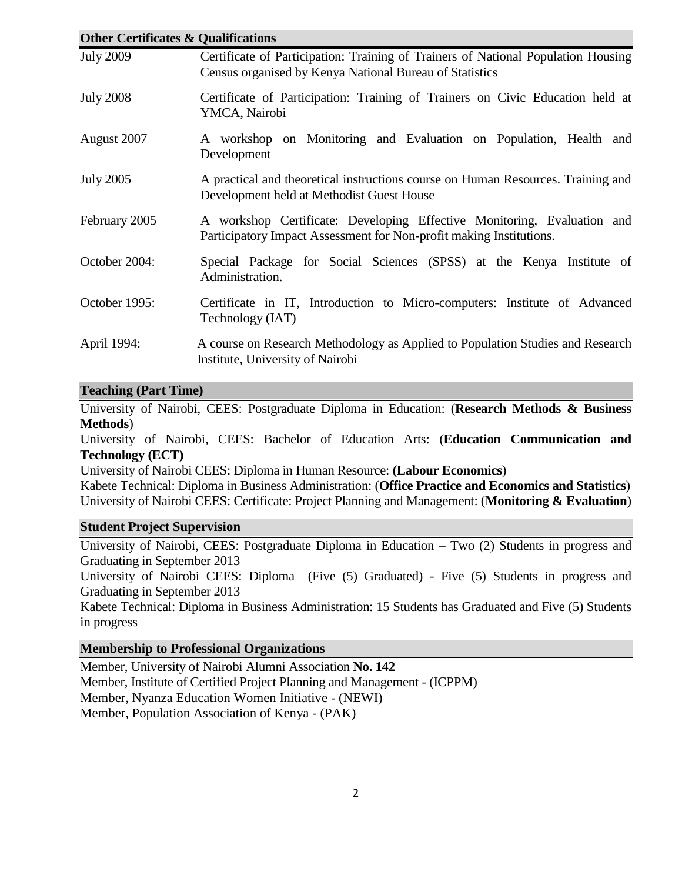## Other Certificates & Qualifications

| | |
|---|---|
| July 2009 | Certificate of Participation: Training of Trainers of National Population Housing Census organised by Kenya National Bureau of Statistics |
| July 2008 | Certificate of Participation: Training of Trainers on Civic Education held at YMCA, Nairobi |
| August 2007 | A workshop on Monitoring and Evaluation on Population, Health and Development |
| July 2005 | A practical and theoretical instructions course on Human Resources. Training and Development held at Methodist Guest House |
| February 2005 | A workshop Certificate: Developing Effective Monitoring, Evaluation and Participatory Impact Assessment for Non-profit making Institutions. |
| October 2004: | Special Package for Social Sciences (SPSS) at the Kenya Institute of Administration. |
| October 1995: | Certificate in IT, Introduction to Micro-computers: Institute of Advanced Technology (IAT) |
| April 1994: | A course on Research Methodology as Applied to Population Studies and Research Institute, University of Nairobi |

## Teaching (Part Time)

University of Nairobi, CEES: Postgraduate Diploma in Education: (**Research Methods & Business Methods**)
University of Nairobi, CEES: Bachelor of Education Arts: (**Education Communication and Technology (ECT)**
University of Nairobi CEES: Diploma in Human Resource: **(Labour Economics**)
Kabete Technical: Diploma in Business Administration: (**Office Practice and Economics and Statistics**)
University of Nairobi CEES: Certificate: Project Planning and Management: (**Monitoring & Evaluation**)

## Student Project Supervision

University of Nairobi, CEES: Postgraduate Diploma in Education – Two (2) Students in progress and Graduating in September 2013
University of Nairobi CEES: Diploma– (Five (5) Graduated) - Five (5) Students in progress and Graduating in September 2013
Kabete Technical: Diploma in Business Administration: 15 Students has Graduated and Five (5) Students in progress

## Membership to Professional Organizations

Member, University of Nairobi Alumni Association **No. 142**
Member, Institute of Certified Project Planning and Management - (ICPPM)
Member, Nyanza Education Women Initiative - (NEWI)
Member, Population Association of Kenya - (PAK)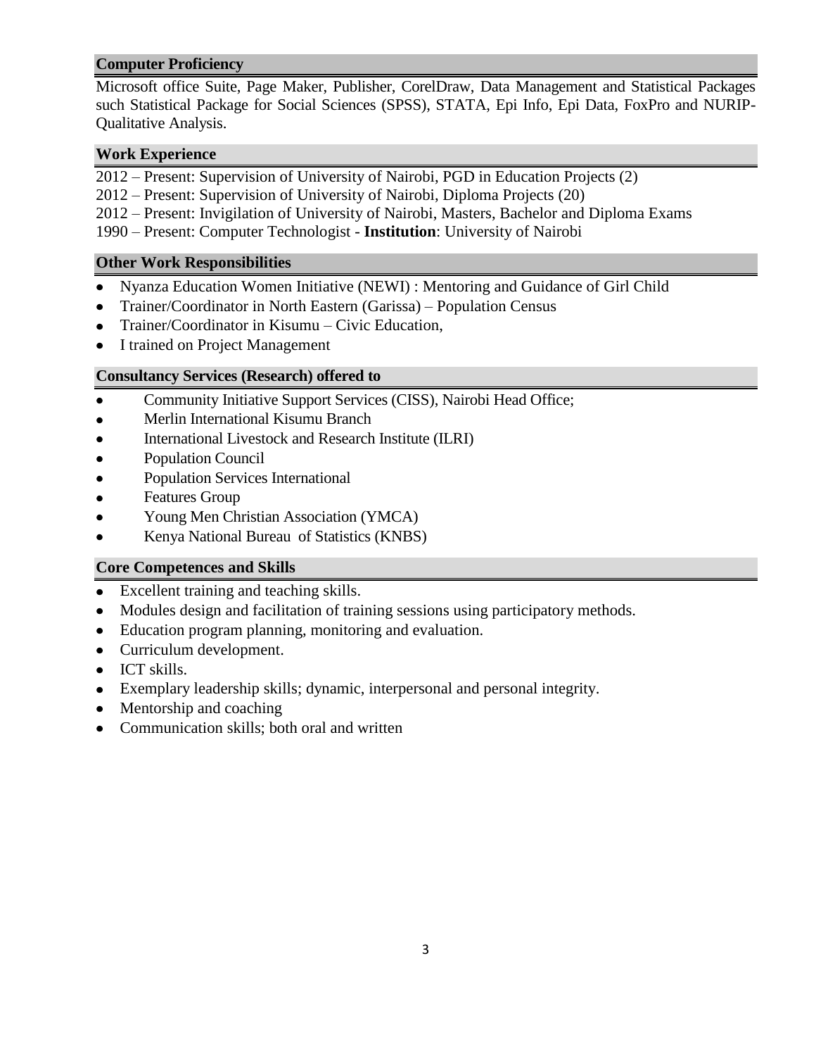## Computer Proficiency

Microsoft office Suite, Page Maker, Publisher, CorelDraw, Data Management and Statistical Packages such Statistical Package for Social Sciences (SPSS), STATA, Epi Info, Epi Data, FoxPro and NURIP-Qualitative Analysis.

## Work Experience

2012 – Present: Supervision of University of Nairobi, PGD in Education Projects (2)
2012 – Present: Supervision of University of Nairobi, Diploma Projects (20)
2012 – Present: Invigilation of University of Nairobi, Masters, Bachelor and Diploma Exams
1990 – Present: Computer Technologist - **Institution**: University of Nairobi

## Other Work Responsibilities

- Nyanza Education Women Initiative (NEWI) : Mentoring and Guidance of Girl Child
- Trainer/Coordinator in North Eastern (Garissa) – Population Census
- Trainer/Coordinator in Kisumu – Civic Education,
- I trained on Project Management

## Consultancy Services (Research) offered to

- Community Initiative Support Services (CISS), Nairobi Head Office;
- Merlin International Kisumu Branch
- International Livestock and Research Institute (ILRI)
- Population Council
- Population Services International
- Features Group
- Young Men Christian Association (YMCA)
- Kenya National Bureau of Statistics (KNBS)

## Core Competences and Skills

- Excellent training and teaching skills.
- Modules design and facilitation of training sessions using participatory methods.
- Education program planning, monitoring and evaluation.
- Curriculum development.
- ICT skills.
- Exemplary leadership skills; dynamic, interpersonal and personal integrity.
- Mentorship and coaching
- Communication skills; both oral and written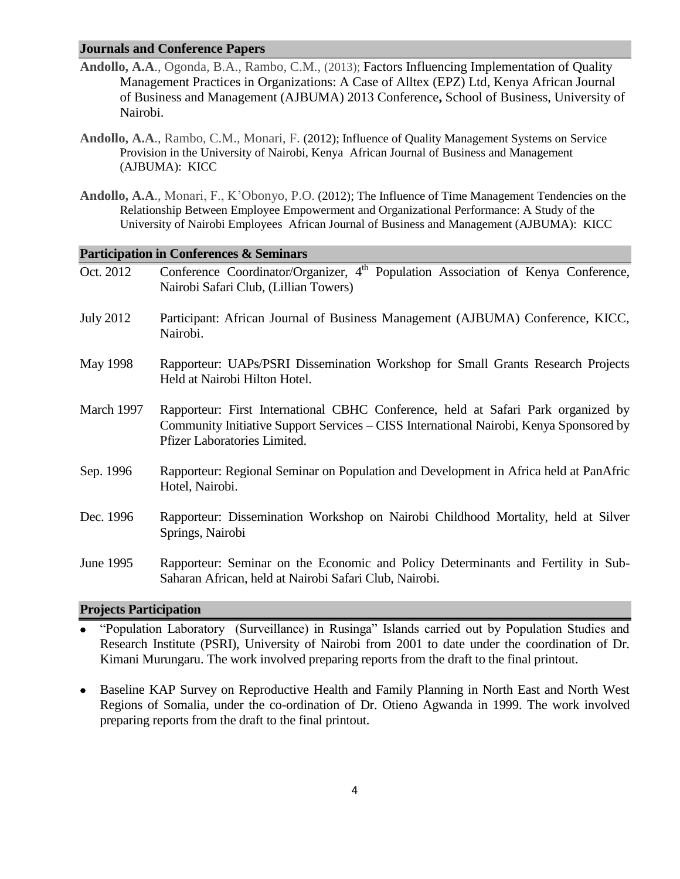## Journals and Conference Papers

**Andollo, A.A**., Ogonda, B.A., Rambo, C.M., (2013); Factors Influencing Implementation of Quality Management Practices in Organizations: A Case of Alltex (EPZ) Ltd, Kenya African Journal of Business and Management (AJBUMA) 2013 Conference**,** School of Business, University of Nairobi.

**Andollo, A.A**., Rambo, C.M., Monari, F. (2012); Influence of Quality Management Systems on Service Provision in the University of Nairobi, Kenya African Journal of Business and Management (AJBUMA): KICC

**Andollo, A.A**., Monari, F., K'Obonyo, P.O. (2012); The Influence of Time Management Tendencies on the Relationship Between Employee Empowerment and Organizational Performance: A Study of the University of Nairobi Employees African Journal of Business and Management (AJBUMA): KICC

## Participation in Conferences & Seminars

| | |
|---|---|
| Oct. 2012 | Conference Coordinator/Organizer, 4th Population Association of Kenya Conference, Nairobi Safari Club, (Lillian Towers) |
| July 2012 | Participant: African Journal of Business Management (AJBUMA) Conference, KICC, Nairobi. |
| May 1998 | Rapporteur: UAPs/PSRI Dissemination Workshop for Small Grants Research Projects Held at Nairobi Hilton Hotel. |
| March 1997 | Rapporteur: First International CBHC Conference, held at Safari Park organized by Community Initiative Support Services – CISS International Nairobi, Kenya Sponsored by Pfizer Laboratories Limited. |
| Sep. 1996 | Rapporteur: Regional Seminar on Population and Development in Africa held at PanAfric Hotel, Nairobi. |
| Dec. 1996 | Rapporteur: Dissemination Workshop on Nairobi Childhood Mortality, held at Silver Springs, Nairobi |
| June 1995 | Rapporteur: Seminar on the Economic and Policy Determinants and Fertility in Sub-Saharan African, held at Nairobi Safari Club, Nairobi. |

## Projects Participation

- "Population Laboratory (Surveillance) in Rusinga" Islands carried out by Population Studies and Research Institute (PSRI), University of Nairobi from 2001 to date under the coordination of Dr. Kimani Murungaru. The work involved preparing reports from the draft to the final printout.
- Baseline KAP Survey on Reproductive Health and Family Planning in North East and North West Regions of Somalia, under the co-ordination of Dr. Otieno Agwanda in 1999. The work involved preparing reports from the draft to the final printout.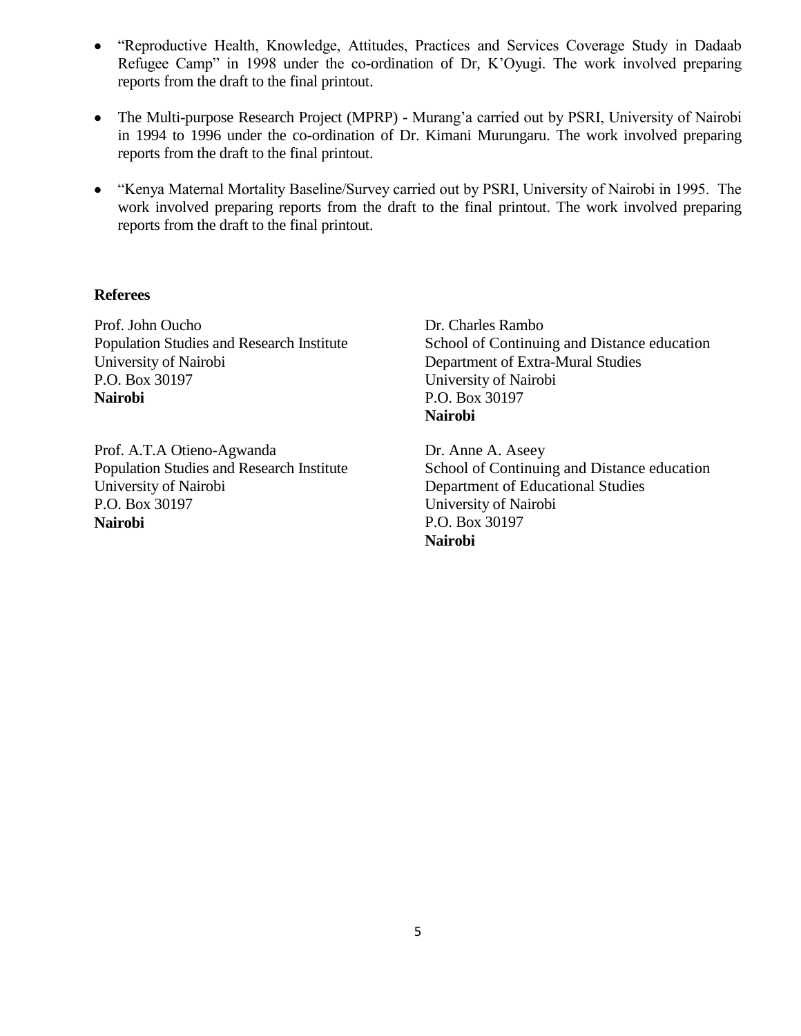- "Reproductive Health, Knowledge, Attitudes, Practices and Services Coverage Study in Dadaab Refugee Camp" in 1998 under the co-ordination of Dr, K'Oyugi. The work involved preparing reports from the draft to the final printout.

- The Multi-purpose Research Project (MPRP) - Murang'a carried out by PSRI, University of Nairobi in 1994 to 1996 under the co-ordination of Dr. Kimani Murungaru. The work involved preparing reports from the draft to the final printout.

- "Kenya Maternal Mortality Baseline/Survey carried out by PSRI, University of Nairobi in 1995. The work involved preparing reports from the draft to the final printout. The work involved preparing reports from the draft to the final printout.

**Referees**

Prof. John Oucho
Population Studies and Research Institute
University of Nairobi
P.O. Box 30197
**Nairobi**

Dr. Charles Rambo
School of Continuing and Distance education
Department of Extra-Mural Studies
University of Nairobi
P.O. Box 30197
**Nairobi**

Prof. A.T.A Otieno-Agwanda
Population Studies and Research Institute
University of Nairobi
P.O. Box 30197
**Nairobi**

Dr. Anne A. Aseey
School of Continuing and Distance education
Department of Educational Studies
University of Nairobi
P.O. Box 30197
**Nairobi**